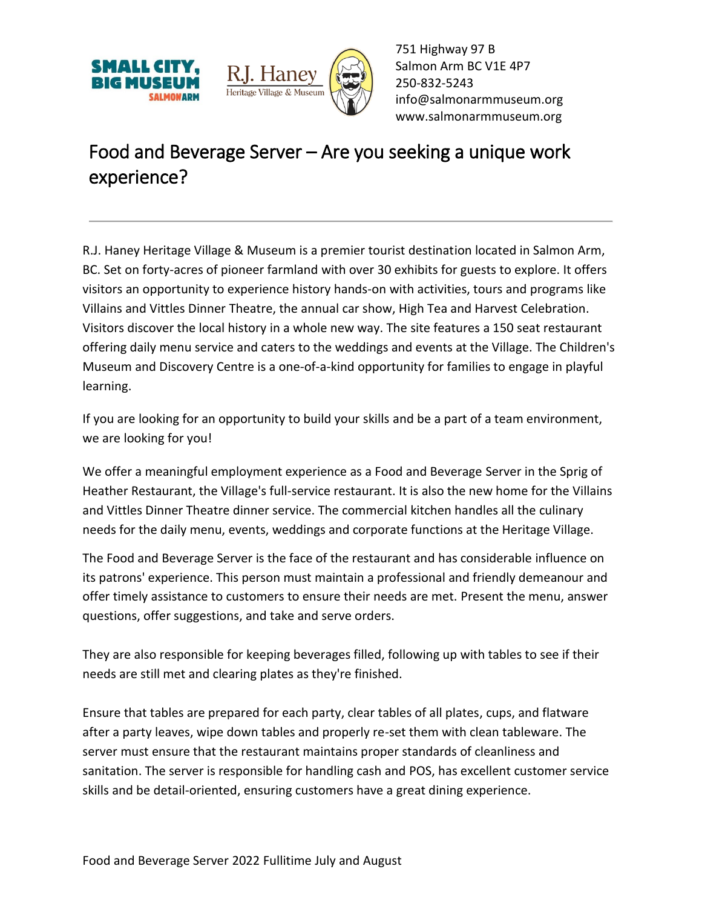751 Highway 97 B
Salmon Arm BC V1E 4P7
250-832-5243
info@salmonarmmuseum.org
www.salmonarmmuseum.org

# Food and Beverage Server – Are you seeking a unique work experience?

R.J. Haney Heritage Village & Museum is a premier tourist destination located in Salmon Arm, BC. Set on forty-acres of pioneer farmland with over 30 exhibits for guests to explore. It offers visitors an opportunity to experience history hands-on with activities, tours and programs like Villains and Vittles Dinner Theatre, the annual car show, High Tea and Harvest Celebration. Visitors discover the local history in a whole new way. The site features a 150 seat restaurant offering daily menu service and caters to the weddings and events at the Village. The Children's Museum and Discovery Centre is a one-of-a-kind opportunity for families to engage in playful learning.

If you are looking for an opportunity to build your skills and be a part of a team environment, we are looking for you!

We offer a meaningful employment experience as a Food and Beverage Server in the Sprig of Heather Restaurant, the Village's full-service restaurant. It is also the new home for the Villains and Vittles Dinner Theatre dinner service. The commercial kitchen handles all the culinary needs for the daily menu, events, weddings and corporate functions at the Heritage Village.

The Food and Beverage Server is the face of the restaurant and has considerable influence on its patrons' experience. This person must maintain a professional and friendly demeanour and offer timely assistance to customers to ensure their needs are met. Present the menu, answer questions, offer suggestions, and take and serve orders.

They are also responsible for keeping beverages filled, following up with tables to see if their needs are still met and clearing plates as they're finished.

Ensure that tables are prepared for each party, clear tables of all plates, cups, and flatware after a party leaves, wipe down tables and properly re-set them with clean tableware. The server must ensure that the restaurant maintains proper standards of cleanliness and sanitation. The server is responsible for handling cash and POS, has excellent customer service skills and be detail-oriented, ensuring customers have a great dining experience.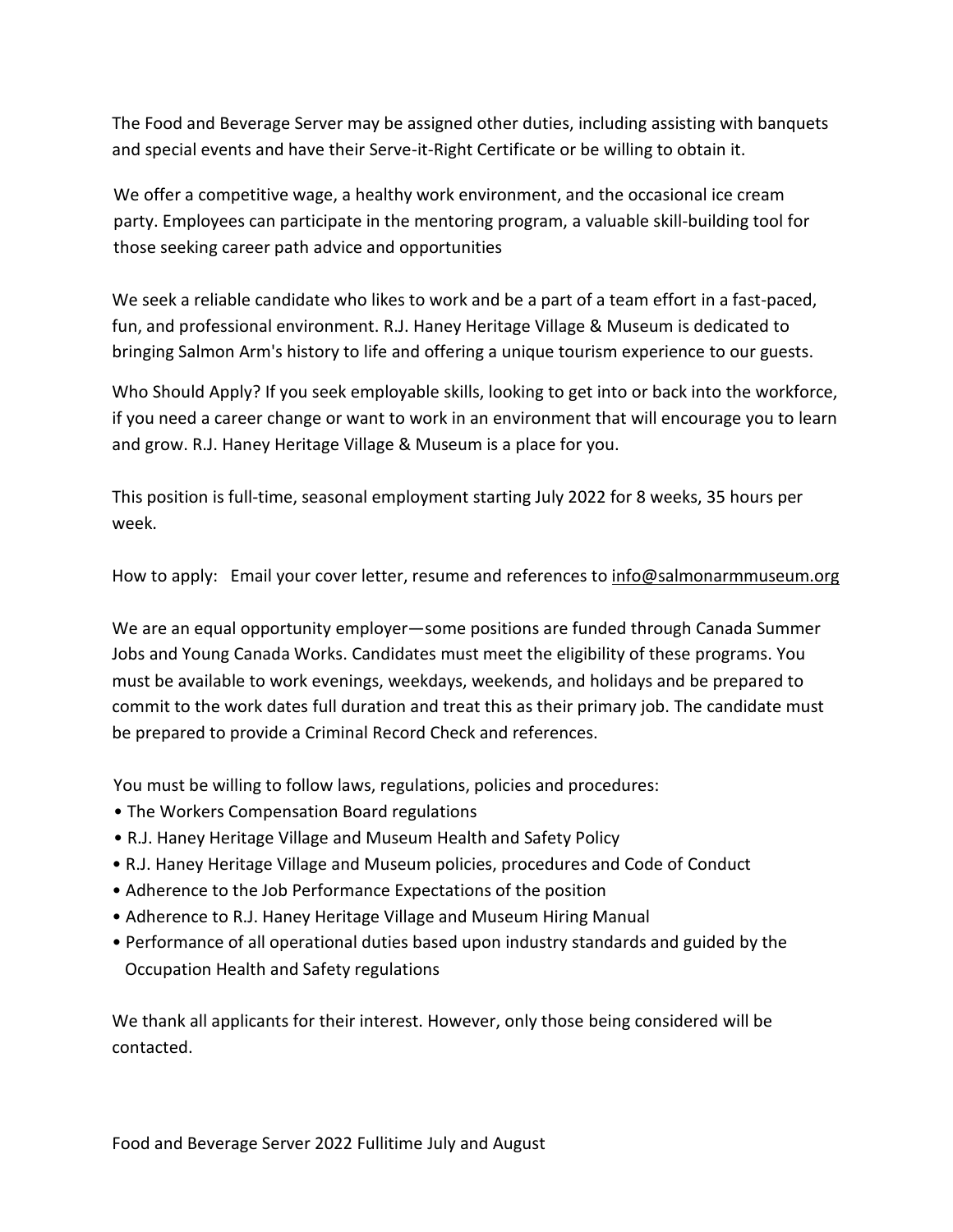The Food and Beverage Server may be assigned other duties, including assisting with banquets and special events and have their Serve-it-Right Certificate or be willing to obtain it.

We offer a competitive wage, a healthy work environment, and the occasional ice cream party. Employees can participate in the mentoring program, a valuable skill-building tool for those seeking career path advice and opportunities

We seek a reliable candidate who likes to work and be a part of a team effort in a fast-paced, fun, and professional environment. R.J. Haney Heritage Village & Museum is dedicated to bringing Salmon Arm's history to life and offering a unique tourism experience to our guests.

Who Should Apply? If you seek employable skills, looking to get into or back into the workforce, if you need a career change or want to work in an environment that will encourage you to learn and grow. R.J. Haney Heritage Village & Museum is a place for you.

This position is full-time, seasonal employment starting July 2022 for 8 weeks, 35 hours per week.

How to apply: Email your cover letter, resume and references to info@salmonarmmuseum.org

We are an equal opportunity employer—some positions are funded through Canada Summer Jobs and Young Canada Works. Candidates must meet the eligibility of these programs. You must be available to work evenings, weekdays, weekends, and holidays and be prepared to commit to the work dates full duration and treat this as their primary job. The candidate must be prepared to provide a Criminal Record Check and references.

You must be willing to follow laws, regulations, policies and procedures:

- The Workers Compensation Board regulations
- R.J. Haney Heritage Village and Museum Health and Safety Policy
- R.J. Haney Heritage Village and Museum policies, procedures and Code of Conduct
- Adherence to the Job Performance Expectations of the position
- Adherence to R.J. Haney Heritage Village and Museum Hiring Manual
- Performance of all operational duties based upon industry standards and guided by the Occupation Health and Safety regulations

We thank all applicants for their interest. However, only those being considered will be contacted.

Food and Beverage Server 2022 Fulltime July and August